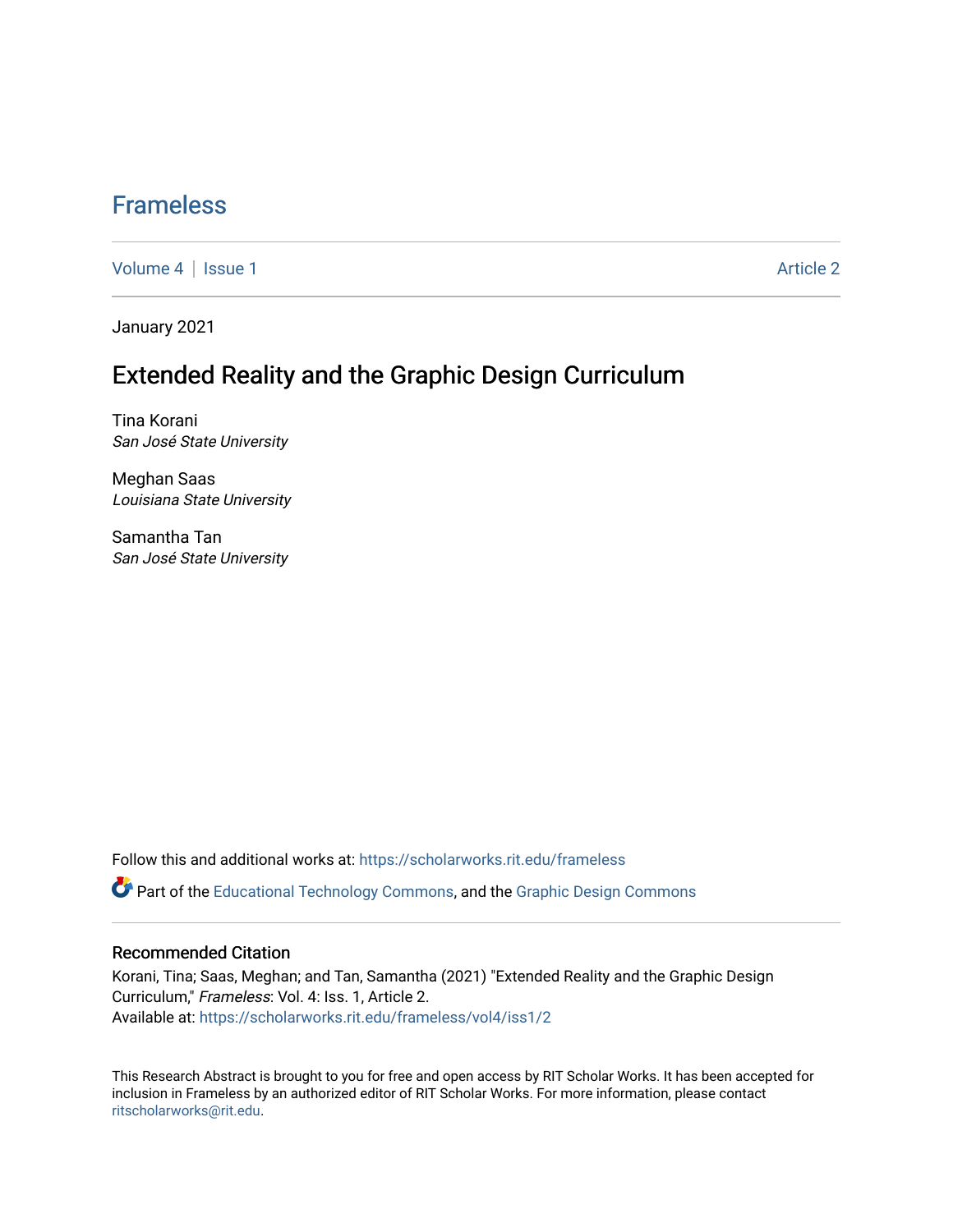# Frameless

Volume 4 | Issue 1 Article 2

January 2021

## Extended Reality and the Graphic Design Curriculum

Tina Korani
*San José State University*

Meghan Saas
*Louisiana State University*

Samantha Tan
*San José State University*

Follow this and additional works at: https://scholarworks.rit.edu/frameless

Part of the Educational Technology Commons, and the Graphic Design Commons

### Recommended Citation

Korani, Tina; Saas, Meghan; and Tan, Samantha (2021) "Extended Reality and the Graphic Design Curriculum," *Frameless*: Vol. 4: Iss. 1, Article 2.
Available at: https://scholarworks.rit.edu/frameless/vol4/iss1/2

This Research Abstract is brought to you for free and open access by RIT Scholar Works. It has been accepted for inclusion in Frameless by an authorized editor of RIT Scholar Works. For more information, please contact ritscholarworks@rit.edu.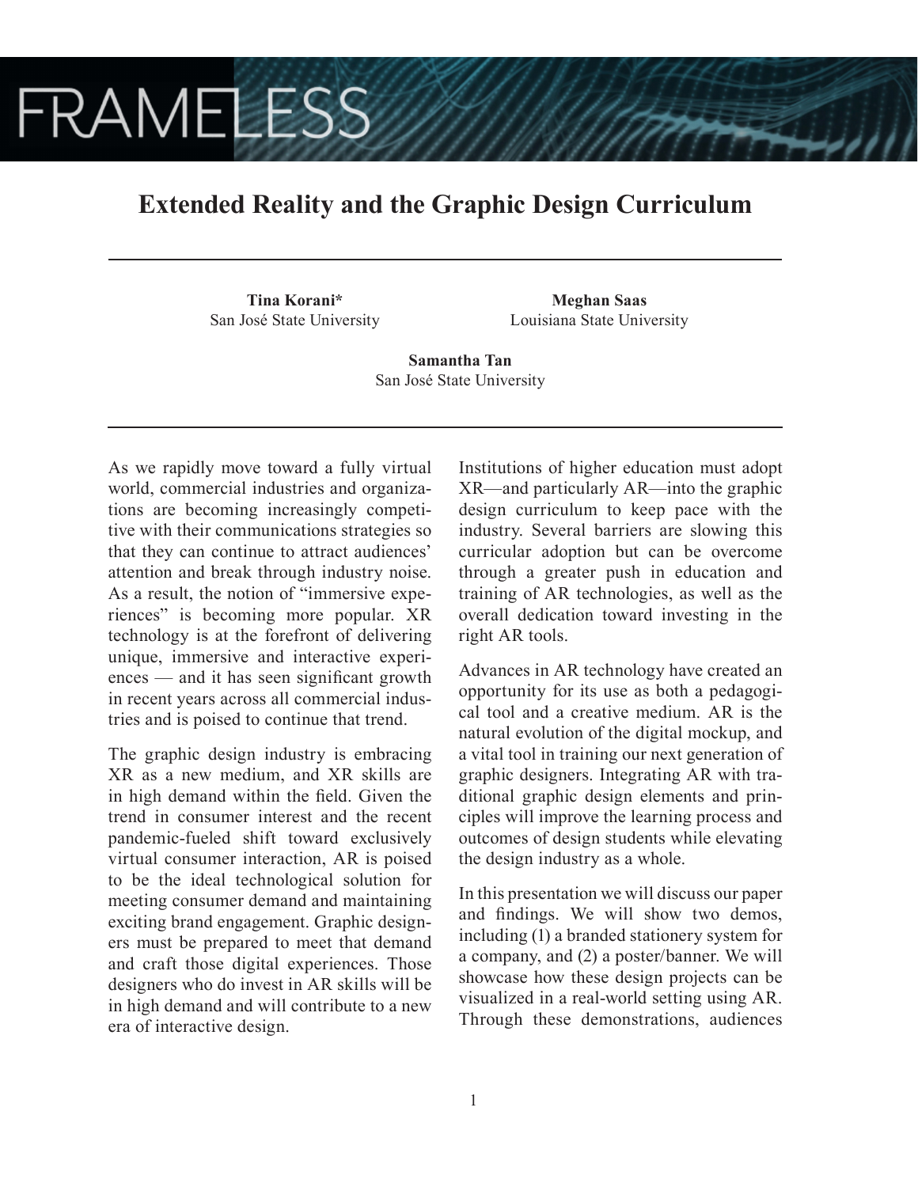# Extended Reality and the Graphic Design Curriculum

**Tina Korani***
San José State University

**Meghan Saas**
Louisiana State University

**Samantha Tan**
San José State University

As we rapidly move toward a fully virtual world, commercial industries and organizations are becoming increasingly competitive with their communications strategies so that they can continue to attract audiences' attention and break through industry noise. As a result, the notion of "immersive experiences" is becoming more popular. XR technology is at the forefront of delivering unique, immersive and interactive experiences — and it has seen significant growth in recent years across all commercial industries and is poised to continue that trend.

The graphic design industry is embracing XR as a new medium, and XR skills are in high demand within the field. Given the trend in consumer interest and the recent pandemic-fueled shift toward exclusively virtual consumer interaction, AR is poised to be the ideal technological solution for meeting consumer demand and maintaining exciting brand engagement. Graphic designers must be prepared to meet that demand and craft those digital experiences. Those designers who do invest in AR skills will be in high demand and will contribute to a new era of interactive design.

Institutions of higher education must adopt XR—and particularly AR—into the graphic design curriculum to keep pace with the industry. Several barriers are slowing this curricular adoption but can be overcome through a greater push in education and training of AR technologies, as well as the overall dedication toward investing in the right AR tools.

Advances in AR technology have created an opportunity for its use as both a pedagogical tool and a creative medium. AR is the natural evolution of the digital mockup, and a vital tool in training our next generation of graphic designers. Integrating AR with traditional graphic design elements and principles will improve the learning process and outcomes of design students while elevating the design industry as a whole.

In this presentation we will discuss our paper and findings. We will show two demos, including (1) a branded stationery system for a company, and (2) a poster/banner. We will showcase how these design projects can be visualized in a real-world setting using AR. Through these demonstrations, audiences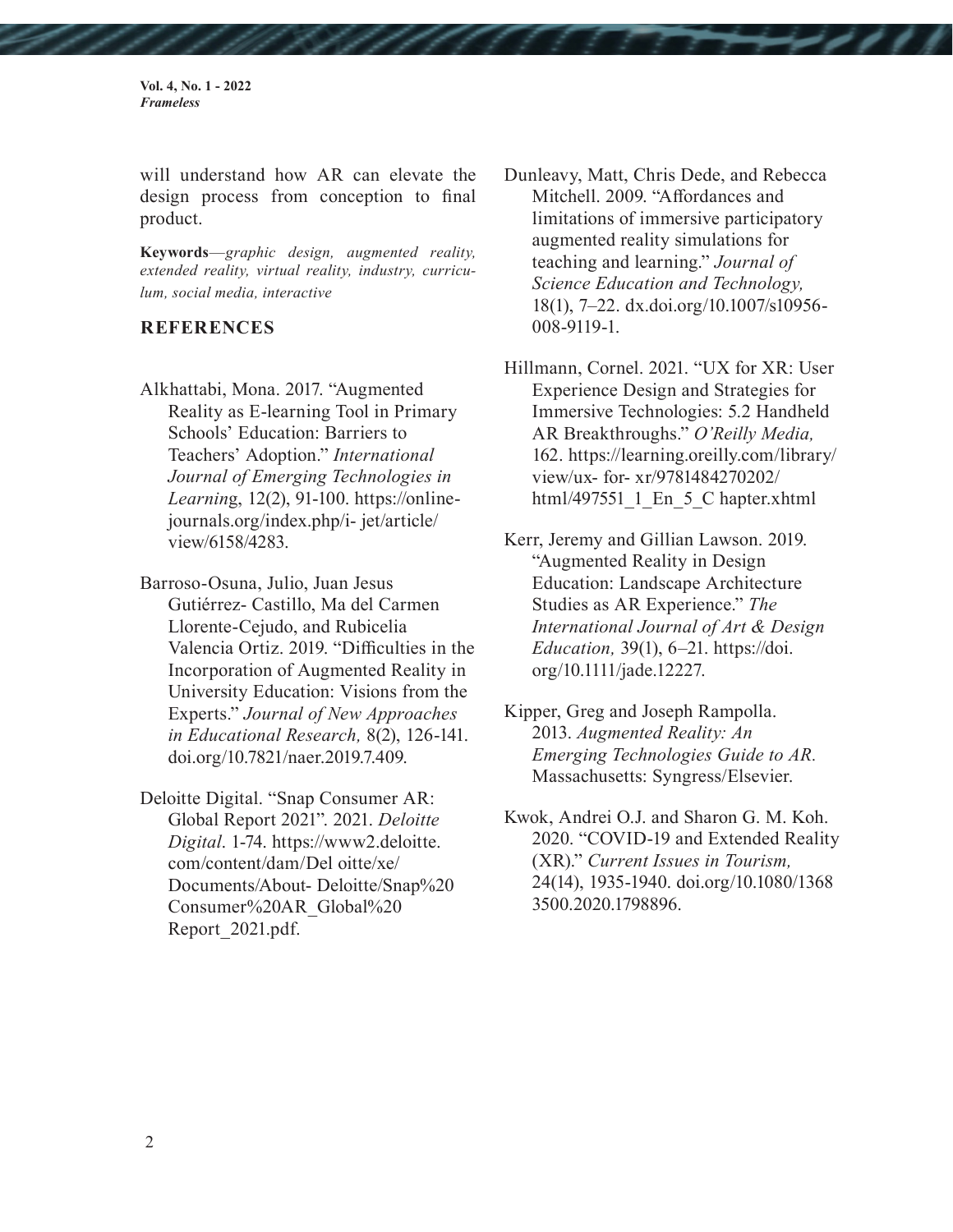will understand how AR can elevate the design process from conception to final product.

**Keywords**—*graphic design, augmented reality, extended reality, virtual reality, industry, curriculum, social media, interactive*

## REFERENCES

Alkhattabi, Mona. 2017. "Augmented Reality as E-learning Tool in Primary Schools' Education: Barriers to Teachers' Adoption." *International Journal of Emerging Technologies in Learnin*g, 12(2), 91-100. https://online-journals.org/index.php/i- jet/article/view/6158/4283.

Barroso-Osuna, Julio, Juan Jesus Gutiérrez- Castillo, Ma del Carmen Llorente-Cejudo, and Rubicelia Valencia Ortiz. 2019. "Difficulties in the Incorporation of Augmented Reality in University Education: Visions from the Experts." *Journal of New Approaches in Educational Research,* 8(2), 126-141. doi.org/10.7821/naer.2019.7.409.

Deloitte Digital. "Snap Consumer AR: Global Report 2021". 2021. *Deloitte Digital*. 1-74. https://www2.deloitte.com/content/dam/Del oitte/xe/Documents/About- Deloitte/Snap%20 Consumer%20AR_Global%20 Report_2021.pdf.

Dunleavy, Matt, Chris Dede, and Rebecca Mitchell. 2009. "Affordances and limitations of immersive participatory augmented reality simulations for teaching and learning." *Journal of Science Education and Technology,* 18(1), 7–22. dx.doi.org/10.1007/s10956-008-9119-1.

Hillmann, Cornel. 2021. "UX for XR: User Experience Design and Strategies for Immersive Technologies: 5.2 Handheld AR Breakthroughs." *O'Reilly Media,* 162. https://learning.oreilly.com/library/view/ux- for- xr/9781484270202/html/497551_1_En_5_C hapter.xhtml

Kerr, Jeremy and Gillian Lawson. 2019. "Augmented Reality in Design Education: Landscape Architecture Studies as AR Experience." *The International Journal of Art & Design Education,* 39(1), 6–21. https://doi.org/10.1111/jade.12227.

Kipper, Greg and Joseph Rampolla. 2013. *Augmented Reality: An Emerging Technologies Guide to AR.* Massachusetts: Syngress/Elsevier.

Kwok, Andrei O.J. and Sharon G. M. Koh. 2020. "COVID-19 and Extended Reality (XR)." *Current Issues in Tourism,* 24(14), 1935-1940. doi.org/10.1080/1368 3500.2020.1798896.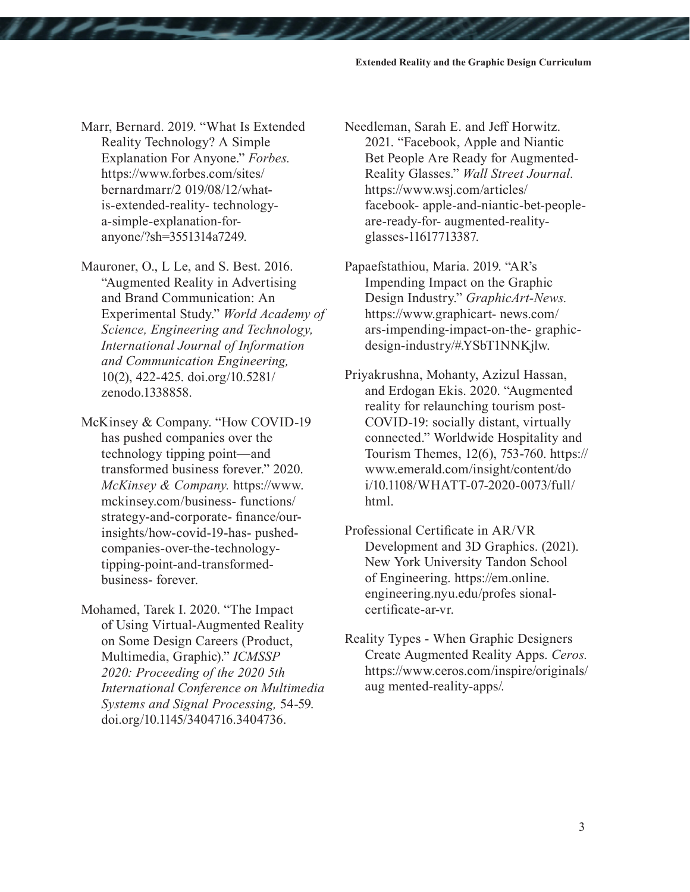Marr, Bernard. 2019. "What Is Extended Reality Technology? A Simple Explanation For Anyone." *Forbes.* https://www.forbes.com/sites/bernardmarr/2 019/08/12/what-is-extended-reality- technology-a-simple-explanation-for-anyone/?sh=3551314a7249.

Mauroner, O., L Le, and S. Best. 2016. "Augmented Reality in Advertising and Brand Communication: An Experimental Study." *World Academy of Science, Engineering and Technology, International Journal of Information and Communication Engineering,* 10(2), 422-425. doi.org/10.5281/zenodo.1338858.

McKinsey & Company. "How COVID-19 has pushed companies over the technology tipping point—and transformed business forever." 2020. *McKinsey & Company.* https://www.mckinsey.com/business- functions/strategy-and-corporate- finance/our-insights/how-covid-19-has- pushed-companies-over-the-technology-tipping-point-and-transformed-business- forever.

Mohamed, Tarek I. 2020. "The Impact of Using Virtual-Augmented Reality on Some Design Careers (Product, Multimedia, Graphic)." *ICMSSP 2020: Proceeding of the 2020 5th International Conference on Multimedia Systems and Signal Processing,* 54-59. doi.org/10.1145/3404716.3404736.

Needleman, Sarah E. and Jeff Horwitz. 2021. "Facebook, Apple and Niantic Bet People Are Ready for Augmented-Reality Glasses." *Wall Street Journal.* https://www.wsj.com/articles/facebook- apple-and-niantic-bet-people-are-ready-for- augmented-reality-glasses-11617713387.

Papaefstathiou, Maria. 2019. "AR's Impending Impact on the Graphic Design Industry." *GraphicArt-News.* https://www.graphicart- news.com/ars-impending-impact-on-the- graphic-design-industry/#.YSbT1NNKjlw.

Priyakrushna, Mohanty, Azizul Hassan, and Erdogan Ekis. 2020. "Augmented reality for relaunching tourism post-COVID-19: socially distant, virtually connected." Worldwide Hospitality and Tourism Themes, 12(6), 753-760. https://www.emerald.com/insight/content/doi/10.1108/WHATT-07-2020-0073/full/html.

Professional Certificate in AR/VR Development and 3D Graphics. (2021). New York University Tandon School of Engineering. https://em.online.engineering.nyu.edu/profes sional-certificate-ar-vr.

Reality Types - When Graphic Designers Create Augmented Reality Apps. *Ceros.* https://www.ceros.com/inspire/originals/aug mented-reality-apps/.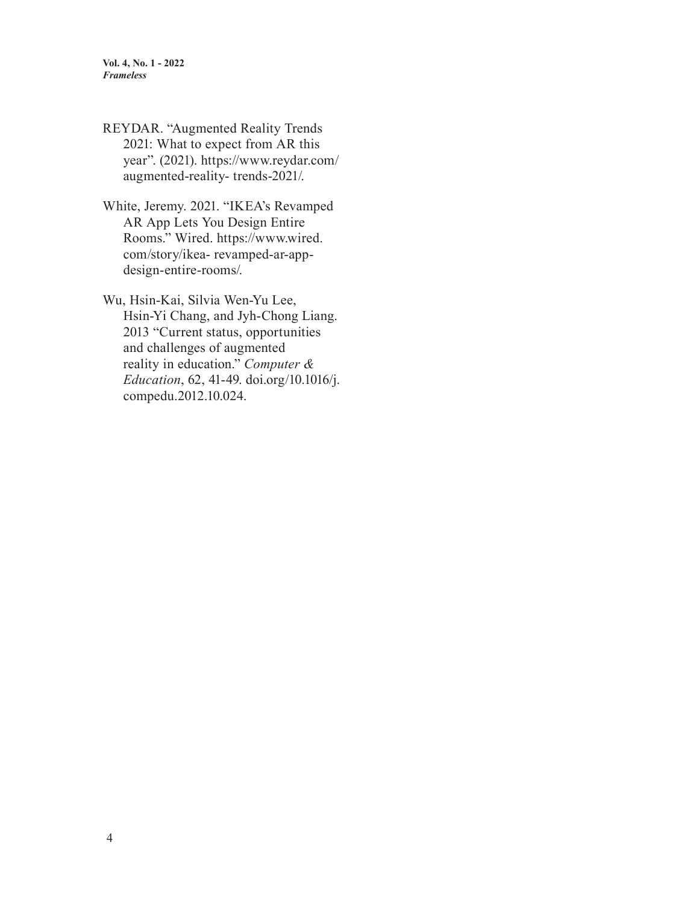REYDAR. "Augmented Reality Trends 2021: What to expect from AR this year". (2021). https://www.reydar.com/augmented-reality- trends-2021/.

White, Jeremy. 2021. "IKEA's Revamped AR App Lets You Design Entire Rooms." Wired. https://www.wired.com/story/ikea- revamped-ar-app-design-entire-rooms/.

Wu, Hsin-Kai, Silvia Wen-Yu Lee, Hsin-Yi Chang, and Jyh-Chong Liang. 2013 "Current status, opportunities and challenges of augmented reality in education." *Computer & Education*, 62, 41-49. doi.org/10.1016/j.compedu.2012.10.024.